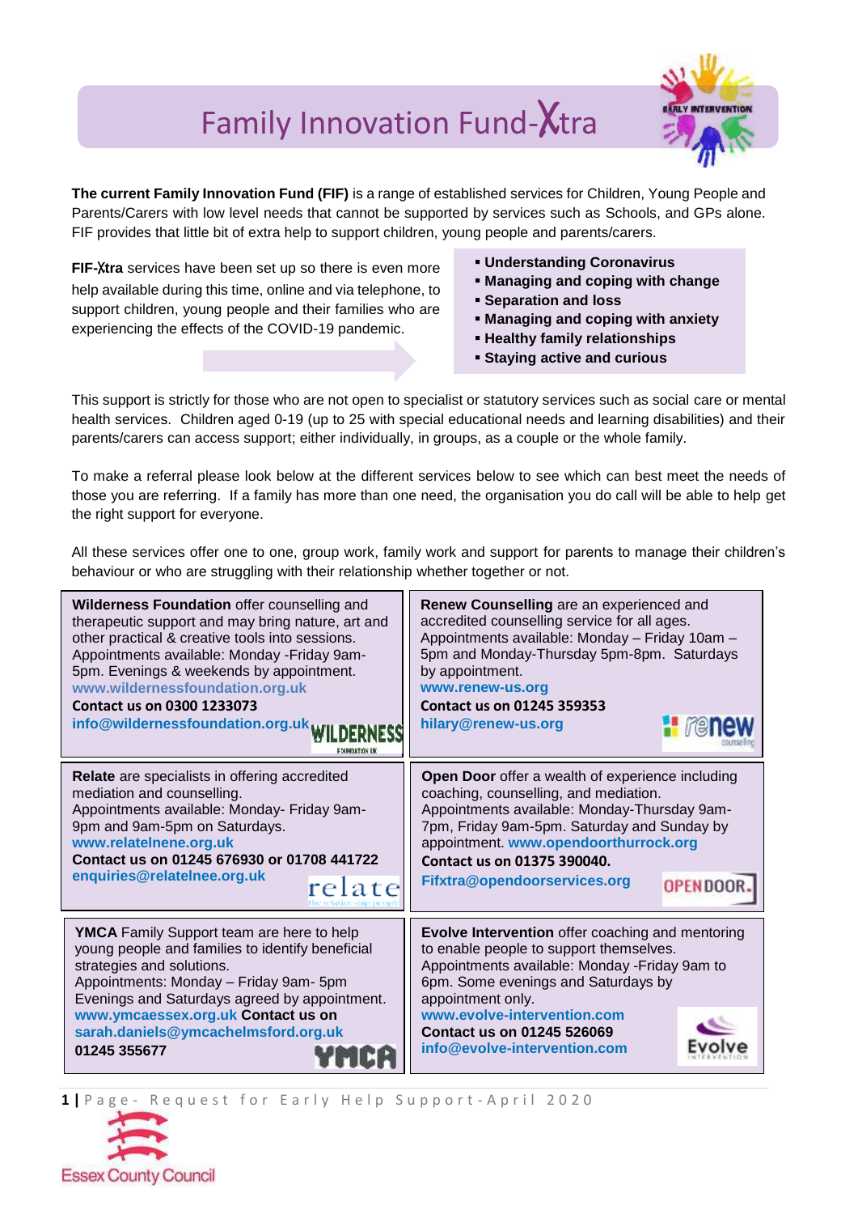# Family Innovation Fund-Xtra

**The current Family Innovation Fund (FIF)** is a range of established services for Children, Young People and Parents/Carers with low level needs that cannot be supported by services such as Schools, and GPs alone. FIF provides that little bit of extra help to support children, young people and parents/carers.

**FIF-Xtra** services have been set up so there is even more help available during this time, online and via telephone, to support children, young people and their families who are experiencing the effects of the COVID-19 pandemic.

- **Understanding Coronavirus**
- **Managing and coping with change**
- **Separation and loss**
- **Managing and coping with anxiety**
- **Healthy family relationships**
- **Staying active and curious**

This support is strictly for those who are not open to specialist or statutory services such as social care or mental health services. Children aged 0-19 (up to 25 with special educational needs and learning disabilities) and their parents/carers can access support; either individually, in groups, as a couple or the whole family.

To make a referral please look below at the different services below to see which can best meet the needs of those you are referring. If a family has more than one need, the organisation you do call will be able to help get the right support for everyone.

All these services offer one to one, group work, family work and support for parents to manage their children's behaviour or who are struggling with their relationship whether together or not.

**Wilderness Foundation** offer counselling and therapeutic support and may bring nature, art and other practical & creative tools into sessions. Appointments available: Monday -Friday 9am-5pm. Evenings & weekends by appointment.
**www.wildernessfoundation.org.uk**
**Contact us on 0300 1233073**
**info@wildernessfoundation.org.uk**

**Renew Counselling** are an experienced and accredited counselling service for all ages. Appointments available: Monday – Friday 10am – 5pm and Monday-Thursday 5pm-8pm. Saturdays by appointment.
**www.renew-us.org**
**Contact us on 01245 359353**
**hilary@renew-us.org**

**Relate** are specialists in offering accredited mediation and counselling.
Appointments available: Monday- Friday 9am-9pm and 9am-5pm on Saturdays.
**www.relatelnene.org.uk**
**Contact us on 01245 676930 or 01708 441722**
**enquiries@relatelnee.org.uk**

**Open Door** offer a wealth of experience including coaching, counselling, and mediation. Appointments available: Monday-Thursday 9am-7pm, Friday 9am-5pm. Saturday and Sunday by appointment. **www.opendoorthurrock.org**
**Contact us on 01375 390040.**
**Fifxtra@opendoorservices.org**

**YMCA** Family Support team are here to help young people and families to identify beneficial strategies and solutions.
Appointments: Monday – Friday 9am- 5pm
Evenings and Saturdays agreed by appointment.
**www.ymcaessex.org.uk Contact us on sarah.daniels@ymcachelmsford.org.uk**
**01245 355677**

**Evolve Intervention** offer coaching and mentoring to enable people to support themselves.
Appointments available: Monday -Friday 9am to 6pm. Some evenings and Saturdays by appointment only.
**www.evolve-intervention.com**
**Contact us on 01245 526069**
**info@evolve-intervention.com**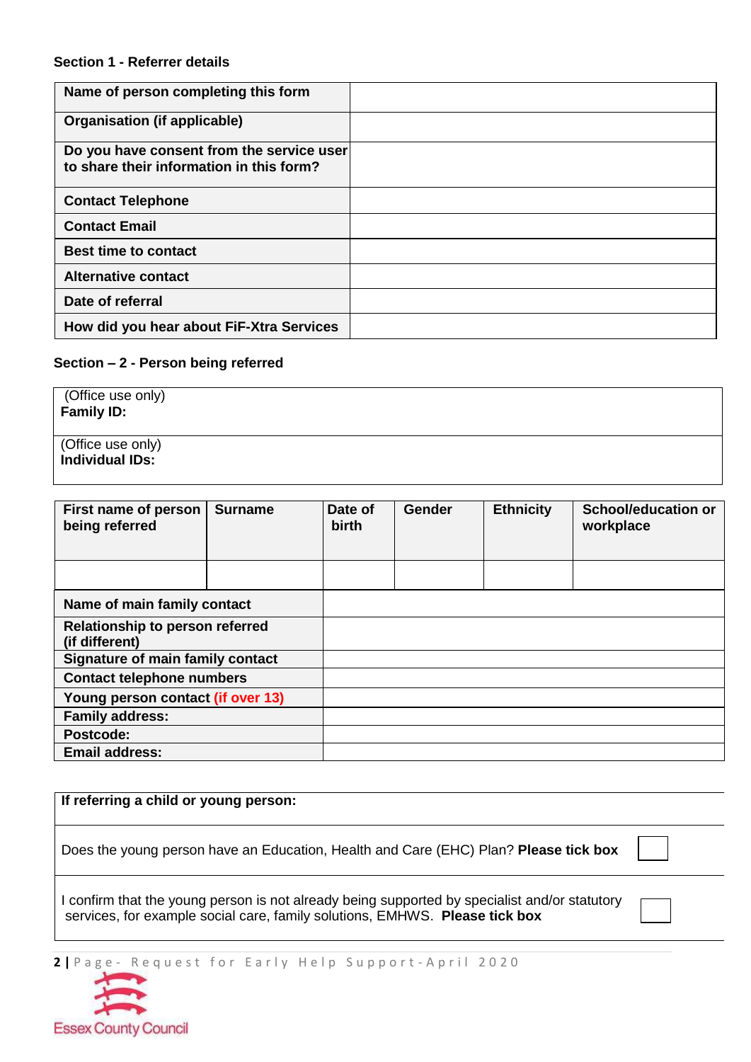### Section 1 - Referrer details

| | |
|---|---|
| **Name of person completing this form** | |
| **Organisation (if applicable)** | |
| **Do you have consent from the service user to share their information in this form?** | |
| **Contact Telephone** | |
| **Contact Email** | |
| **Best time to contact** | |
| **Alternative contact** | |
| **Date of referral** | |
| **How did you hear about FiF-Xtra Services** | |

### Section – 2 - Person being referred

| |
|---|
| (Office use only)<br>**Family ID:** |
| (Office use only)<br>**Individual IDs:** |

| **First name of person being referred** | **Surname** | **Date of birth** | **Gender** | **Ethnicity** | **School/education or workplace** |
|---|---|---|---|---|---|
| | | | | | |

| | |
|---|---|
| **Name of main family contact** | |
| **Relationship to person referred (if different)** | |
| **Signature of main family contact** | |
| **Contact telephone numbers** | |
| **Young person contact (if over 13)** | |
| **Family address:** | |
| **Postcode:** | |
| **Email address:** | |

| | |
|---|---|
| **If referring a child or young person:** | |
| Does the young person have an Education, Health and Care (EHC) Plan? **Please tick box** | ☐ |
| I confirm that the young person is not already being supported by specialist and/or statutory services, for example social care, family solutions, EMHWS. **Please tick box** | ☐ |

Essex County Council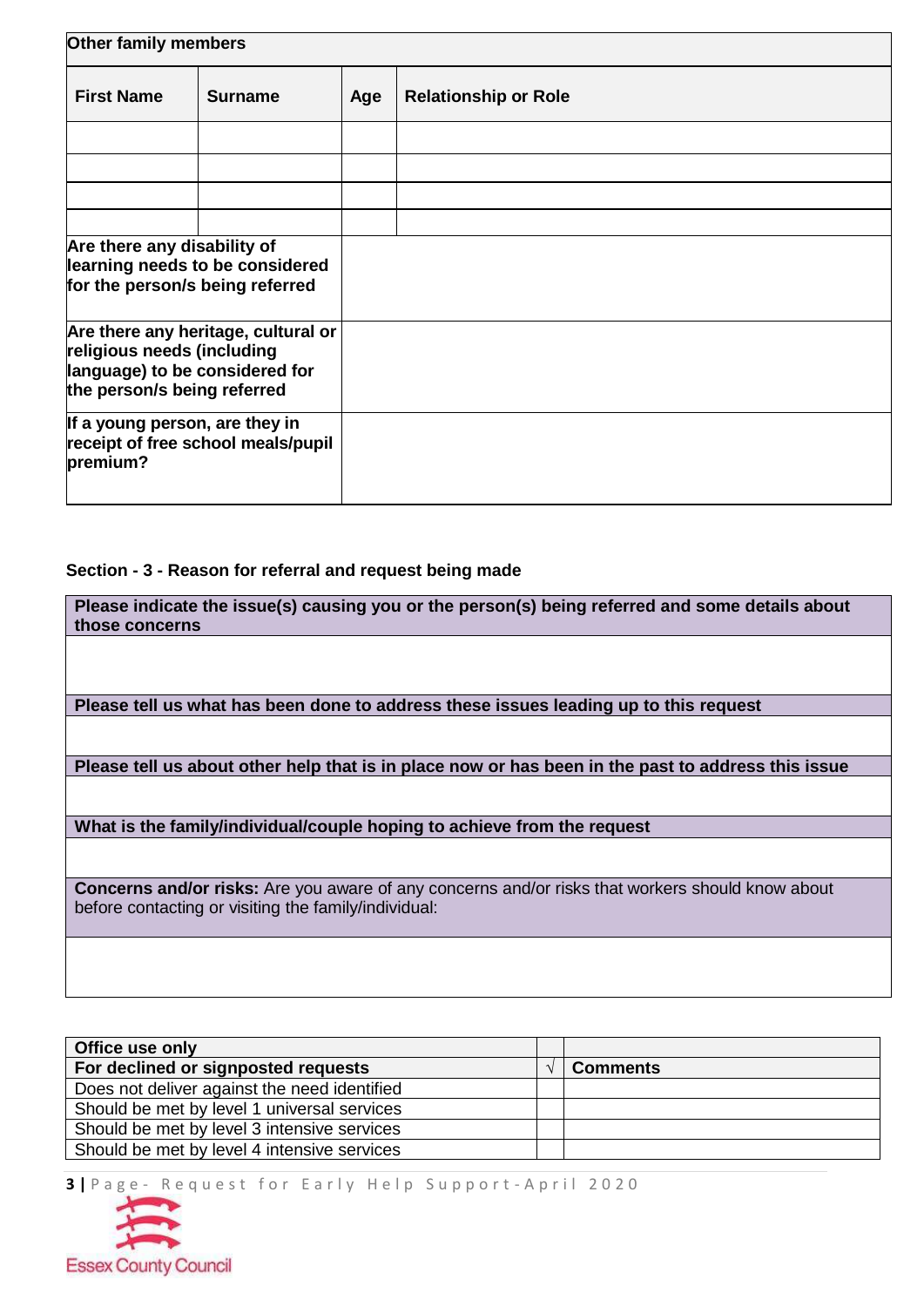| Other family members | | | |
|---|---|---|---|
| **First Name** | **Surname** | **Age** | **Relationship or Role** |
| | | | |
| | | | |
| | | | |
| | | | |
| **Are there any disability of learning needs to be considered for the person/s being referred** | | | |
| **Are there any heritage, cultural or religious needs (including language) to be considered for the person/s being referred** | | | |
| **If a young person, are they in receipt of free school meals/pupil premium?** | | | |

**Section - 3 - Reason for referral and request being made**

| **Please indicate the issue(s) causing you or the person(s) being referred and some details about those concerns** |
|---|
| |
| **Please tell us what has been done to address these issues leading up to this request** |
| |
| **Please tell us about other help that is in place now or has been in the past to address this issue** |
| |
| **What is the family/individual/couple hoping to achieve from the request** |
| |
| **Concerns and/or risks:** Are you aware of any concerns and/or risks that workers should know about before contacting or visiting the family/individual: |
| |

| **Office use only** | | |
|---|---|---|
| **For declined or signposted requests** | √ | **Comments** |
| Does not deliver against the need identified | | |
| Should be met by level 1 universal services | | |
| Should be met by level 3 intensive services | | |
| Should be met by level 4 intensive services | | |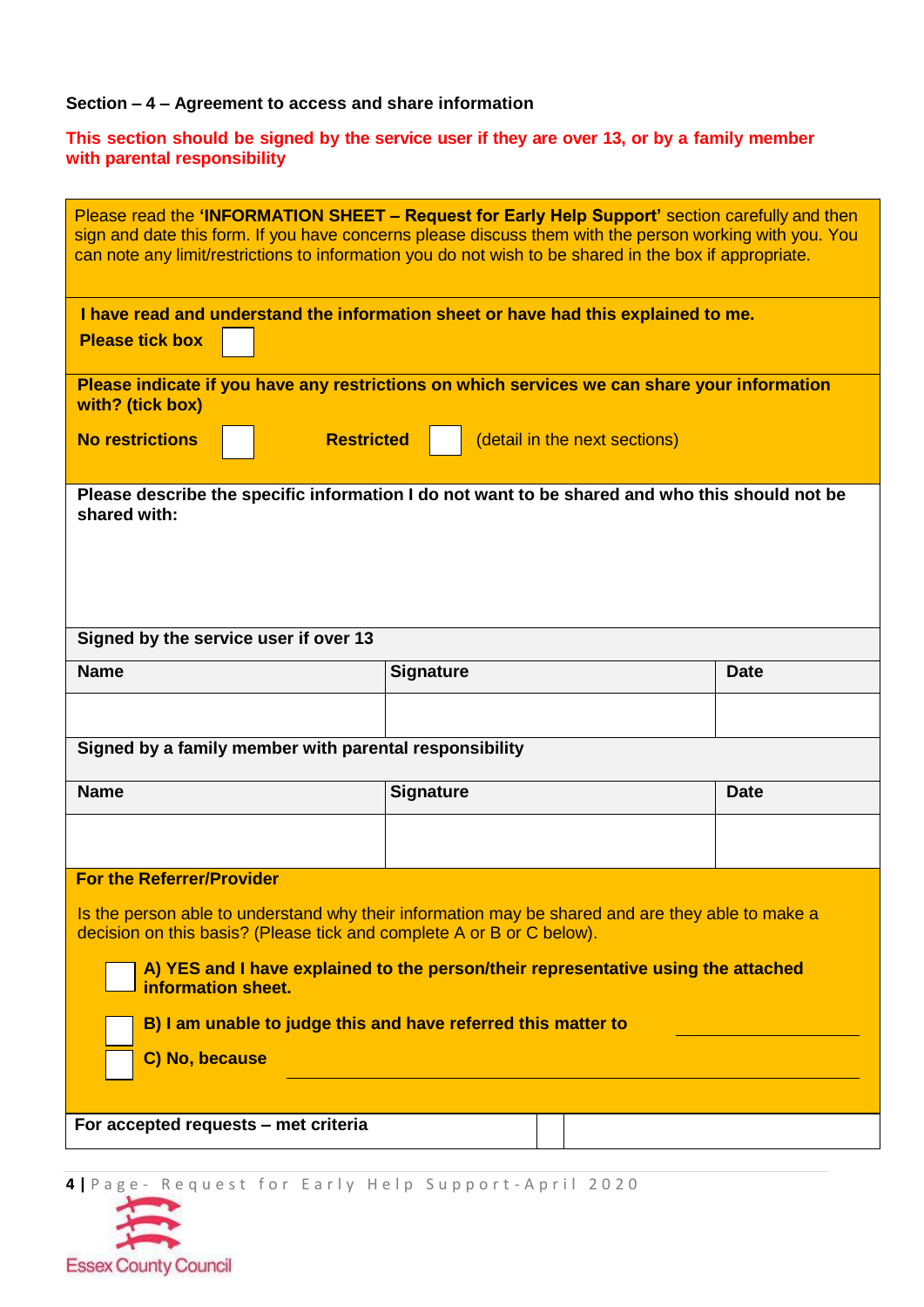**Section – 4 – Agreement to access and share information**

**This section should be signed by the service user if they are over 13, or by a family member with parental responsibility**

Please read the **'INFORMATION SHEET – Request for Early Help Support'** section carefully and then sign and date this form. If you have concerns please discuss them with the person working with you. You can note any limit/restrictions to information you do not wish to be shared in the box if appropriate.

**I have read and understand the information sheet or have had this explained to me.**

**Please tick box** ☐

**Please indicate if you have any restrictions on which services we can share your information with? (tick box)**

**No restrictions** ☐ **Restricted** ☐ (detail in the next sections)

**Please describe the specific information I do not want to be shared and who this should not be shared with:**

**Signed by the service user if over 13**

| **Name** | **Signature** | **Date** |
|---|---|---|
| | | |

**Signed by a family member with parental responsibility**

| **Name** | **Signature** | **Date** |
|---|---|---|
| | | |

**For the Referrer/Provider**

Is the person able to understand why their information may be shared and are they able to make a decision on this basis? (Please tick and complete A or B or C below).

☐ **A) YES and I have explained to the person/their representative using the attached information sheet.**

☐ **B) I am unable to judge this and have referred this matter to** ____________

☐ **C) No, because** ____________

| **For accepted requests – met criteria** | | |
|---|---|---|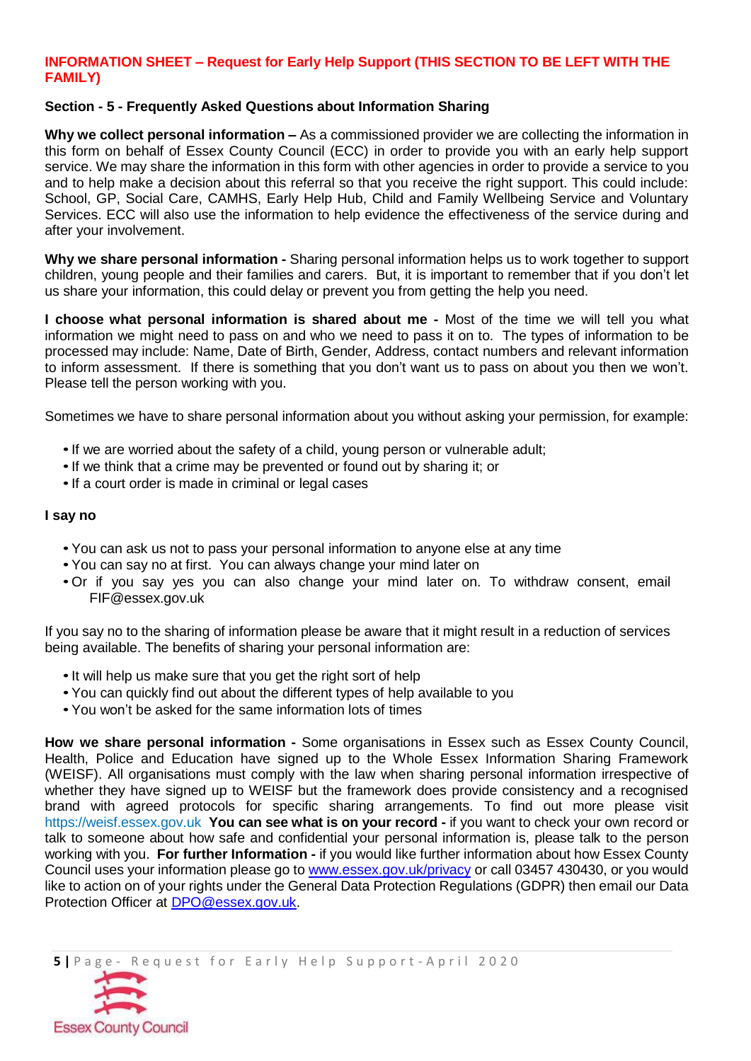**INFORMATION SHEET – Request for Early Help Support (THIS SECTION TO BE LEFT WITH THE FAMILY)**

### Section - 5 - Frequently Asked Questions about Information Sharing

**Why we collect personal information –** As a commissioned provider we are collecting the information in this form on behalf of Essex County Council (ECC) in order to provide you with an early help support service. We may share the information in this form with other agencies in order to provide a service to you and to help make a decision about this referral so that you receive the right support. This could include: School, GP, Social Care, CAMHS, Early Help Hub, Child and Family Wellbeing Service and Voluntary Services. ECC will also use the information to help evidence the effectiveness of the service during and after your involvement.

**Why we share personal information -** Sharing personal information helps us to work together to support children, young people and their families and carers. But, it is important to remember that if you don't let us share your information, this could delay or prevent you from getting the help you need.

**I choose what personal information is shared about me -** Most of the time we will tell you what information we might need to pass on and who we need to pass it on to. The types of information to be processed may include: Name, Date of Birth, Gender, Address, contact numbers and relevant information to inform assessment. If there is something that you don't want us to pass on about you then we won't. Please tell the person working with you.

Sometimes we have to share personal information about you without asking your permission, for example:

- If we are worried about the safety of a child, young person or vulnerable adult;
- If we think that a crime may be prevented or found out by sharing it; or
- If a court order is made in criminal or legal cases

**I say no**

- You can ask us not to pass your personal information to anyone else at any time
- You can say no at first. You can always change your mind later on
- Or if you say yes you can also change your mind later on. To withdraw consent, email FIF@essex.gov.uk

If you say no to the sharing of information please be aware that it might result in a reduction of services being available. The benefits of sharing your personal information are:

- It will help us make sure that you get the right sort of help
- You can quickly find out about the different types of help available to you
- You won't be asked for the same information lots of times

**How we share personal information -** Some organisations in Essex such as Essex County Council, Health, Police and Education have signed up to the Whole Essex Information Sharing Framework (WEISF). All organisations must comply with the law when sharing personal information irrespective of whether they have signed up to WEISF but the framework does provide consistency and a recognised brand with agreed protocols for specific sharing arrangements. To find out more please visit https://weisf.essex.gov.uk **You can see what is on your record -** if you want to check your own record or talk to someone about how safe and confidential your personal information is, please talk to the person working with you. **For further Information -** if you would like further information about how Essex County Council uses your information please go to www.essex.gov.uk/privacy or call 03457 430430, or you would like to action on of your rights under the General Data Protection Regulations (GDPR) then email our Data Protection Officer at DPO@essex.gov.uk.